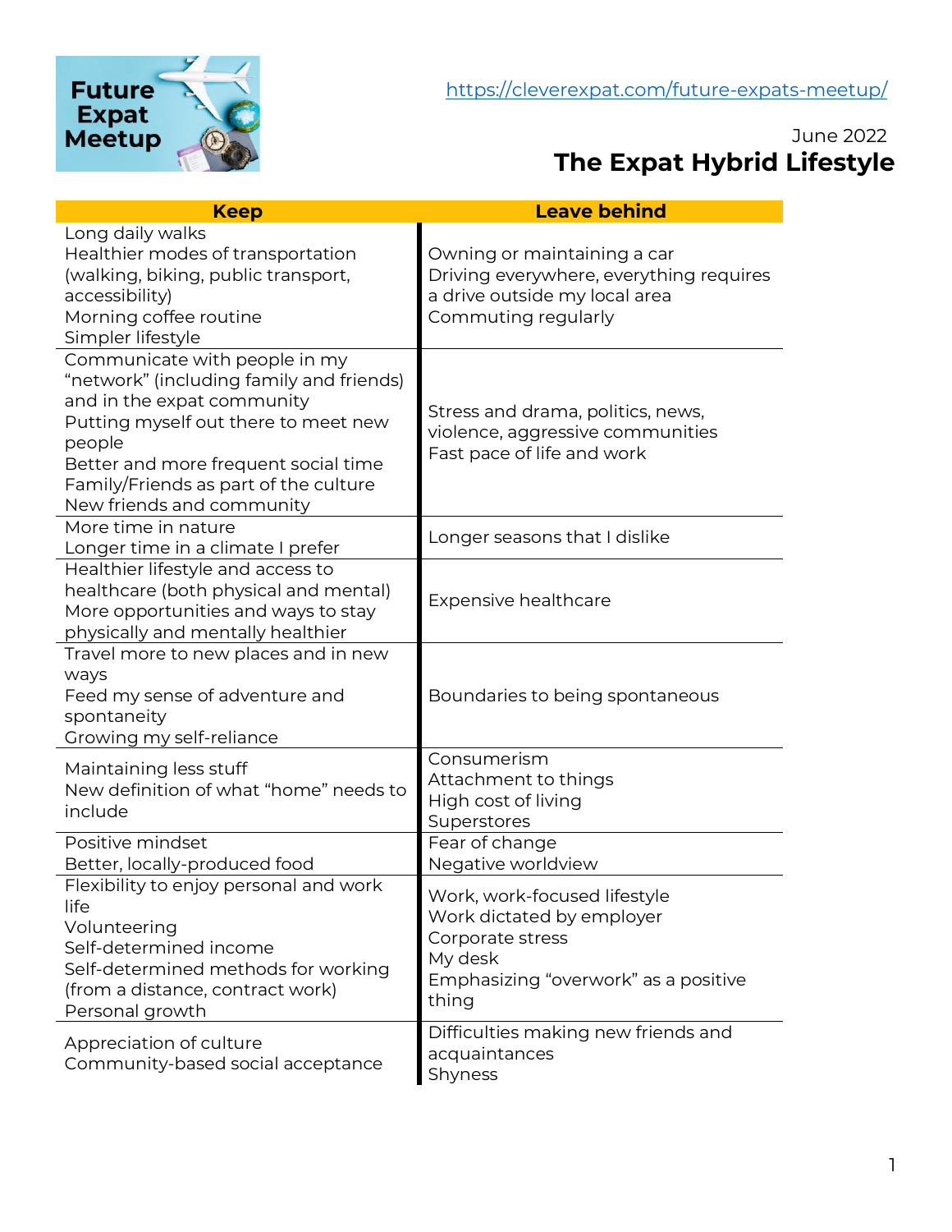Future Expat Meetup

https://cleverexpat.com/future-expats-meetup/

June 2022

# The Expat Hybrid Lifestyle

| Keep | Leave behind |
|---|---|
| Long daily walks<br>Healthier modes of transportation (walking, biking, public transport, accessibility)<br>Morning coffee routine<br>Simpler lifestyle | Owning or maintaining a car<br>Driving everywhere, everything requires a drive outside my local area<br>Commuting regularly |
| Communicate with people in my "network" (including family and friends) and in the expat community<br>Putting myself out there to meet new people<br>Better and more frequent social time<br>Family/Friends as part of the culture<br>New friends and community | Stress and drama, politics, news, violence, aggressive communities<br>Fast pace of life and work |
| More time in nature<br>Longer time in a climate I prefer | Longer seasons that I dislike |
| Healthier lifestyle and access to healthcare (both physical and mental)<br>More opportunities and ways to stay physically and mentally healthier | Expensive healthcare |
| Travel more to new places and in new ways<br>Feed my sense of adventure and spontaneity<br>Growing my self-reliance | Boundaries to being spontaneous |
| Maintaining less stuff<br>New definition of what "home" needs to include | Consumerism<br>Attachment to things<br>High cost of living<br>Superstores |
| Positive mindset<br>Better, locally-produced food | Fear of change<br>Negative worldview |
| Flexibility to enjoy personal and work life<br>Volunteering<br>Self-determined income<br>Self-determined methods for working (from a distance, contract work)<br>Personal growth | Work, work-focused lifestyle<br>Work dictated by employer<br>Corporate stress<br>My desk<br>Emphasizing "overwork" as a positive thing |
| Appreciation of culture<br>Community-based social acceptance | Difficulties making new friends and acquaintances<br>Shyness |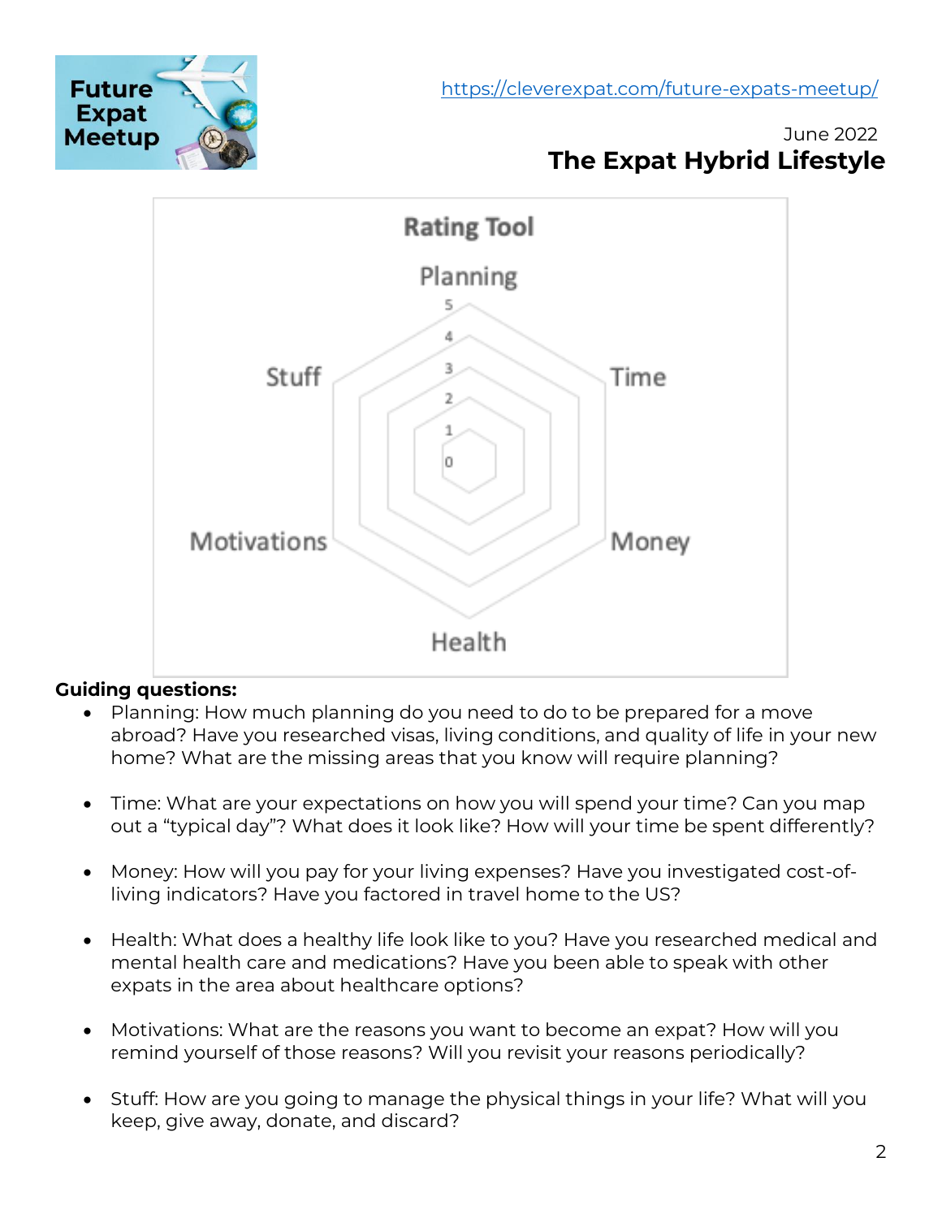https://cleverexpat.com/future-expats-meetup/

June 2022

## The Expat Hybrid Lifestyle

### Rating Tool

Planning

Stuff

Time

Motivations

Money

Health

5
4
3
2
1
0

**Guiding questions:**

- Planning: How much planning do you need to do to be prepared for a move abroad? Have you researched visas, living conditions, and quality of life in your new home? What are the missing areas that you know will require planning?

- Time: What are your expectations on how you will spend your time? Can you map out a "typical day"? What does it look like? How will your time be spent differently?

- Money: How will you pay for your living expenses? Have you investigated cost-of-living indicators? Have you factored in travel home to the US?

- Health: What does a healthy life look like to you? Have you researched medical and mental health care and medications? Have you been able to speak with other expats in the area about healthcare options?

- Motivations: What are the reasons you want to become an expat? How will you remind yourself of those reasons? Will you revisit your reasons periodically?

- Stuff: How are you going to manage the physical things in your life? What will you keep, give away, donate, and discard?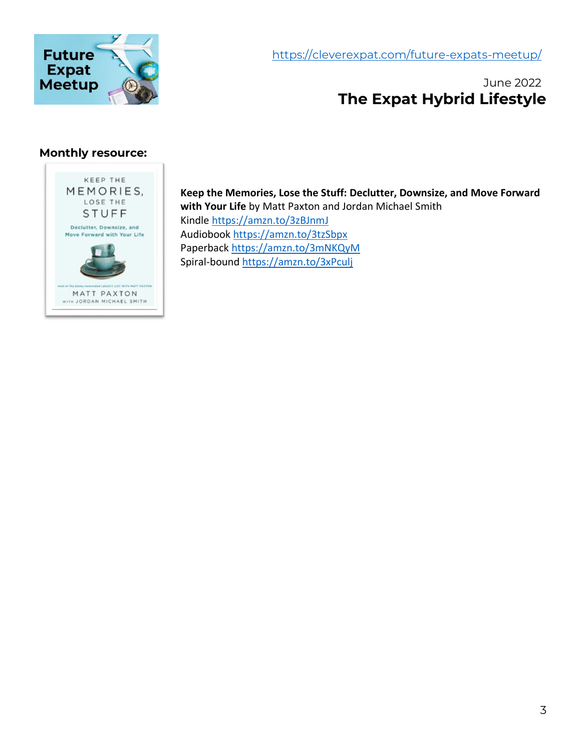https://cleverexpat.com/future-expats-meetup/

June 2022

# The Expat Hybrid Lifestyle

### Monthly resource:

**Keep the Memories, Lose the Stuff: Declutter, Downsize, and Move Forward with Your Life** by Matt Paxton and Jordan Michael Smith

Kindle https://amzn.to/3zBJnmJ

Audiobook https://amzn.to/3tzSbpx

Paperback https://amzn.to/3mNKQyM

Spiral-bound https://amzn.to/3xPculj